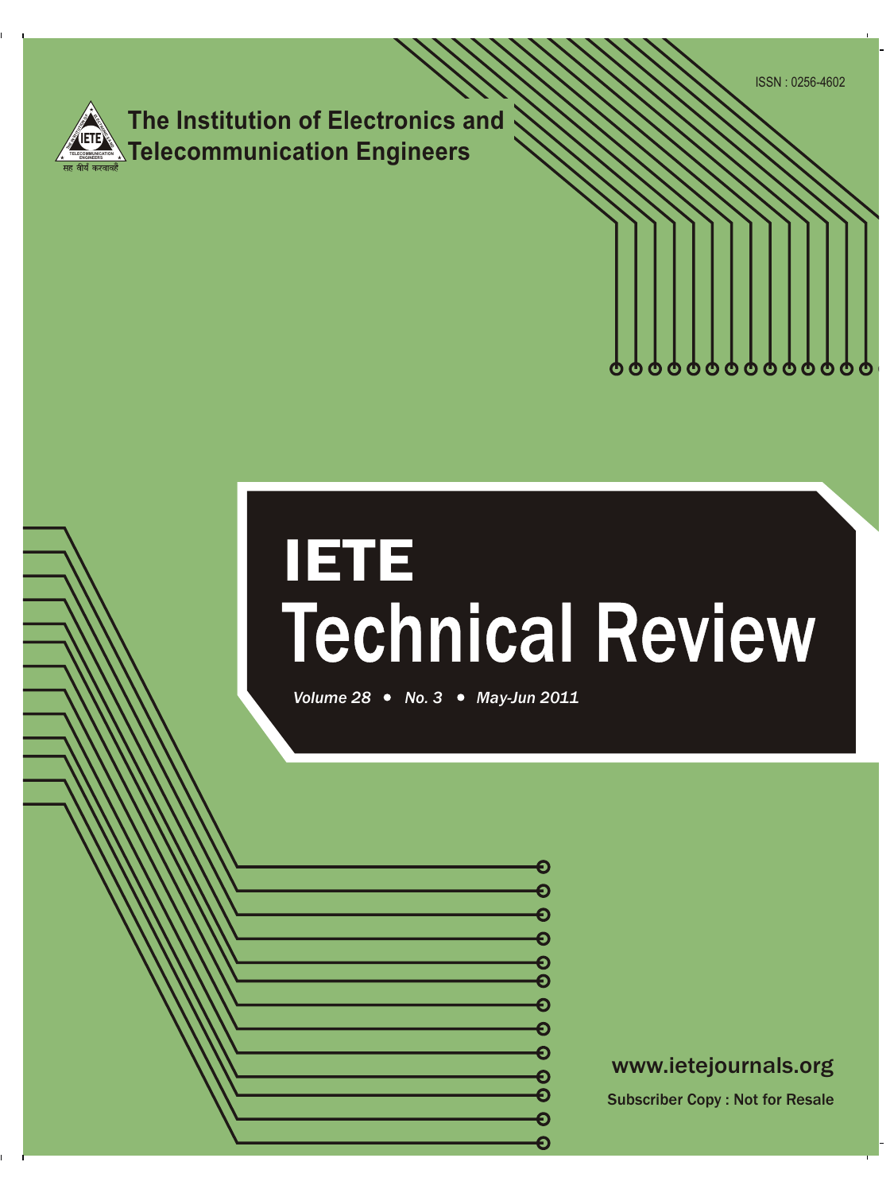ISSN : 0256-4602

**The Institution of Electronics and Telecommunication Engineers**

# IETE Technical Review

*Volume 28 • No. 3 • May-Jun 2011*

www.ietejournals.org

Subscriber Copy : Not for Resale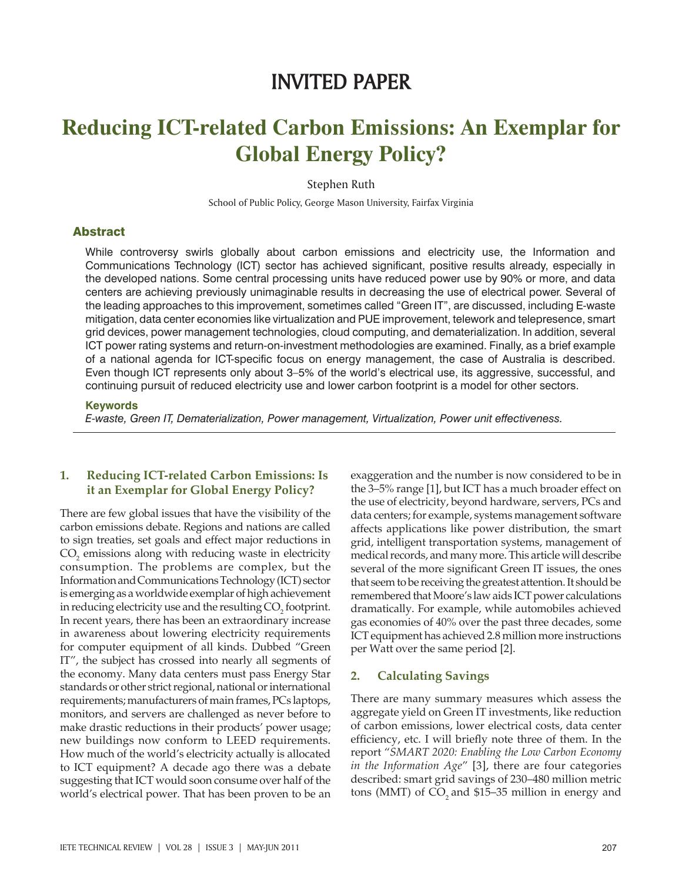# INVITED PAPER

# Reducing ICT-related Carbon Emissions: An Exemplar for Global Energy Policy?

Stephen Ruth

School of Public Policy, George Mason University, Fairfax Virginia

## Abstract

While controversy swirls globally about carbon emissions and electricity use, the Information and Communications Technology (ICT) sector has achieved significant, positive results already, especially in the developed nations. Some central processing units have reduced power use by 90% or more, and data centers are achieving previously unimaginable results in decreasing the use of electrical power. Several of the leading approaches to this improvement, sometimes called "Green IT", are discussed, including E-waste mitigation, data center economies like virtualization and PUE improvement, telework and telepresence, smart grid devices, power management technologies, cloud computing, and dematerialization. In addition, several ICT power rating systems and return-on-investment methodologies are examined. Finally, as a brief example of a national agenda for ICT-specific focus on energy management, the case of Australia is described. Even though ICT represents only about 3–5% of the world's electrical use, its aggressive, successful, and continuing pursuit of reduced electricity use and lower carbon footprint is a model for other sectors.

**Keywords**

*E-waste, Green IT, Dematerialization, Power management, Virtualization, Power unit effectiveness.*

## 1. Reducing ICT-related Carbon Emissions: Is it an Exemplar for Global Energy Policy?

There are few global issues that have the visibility of the carbon emissions debate. Regions and nations are called to sign treaties, set goals and effect major reductions in $CO_2$ emissions along with reducing waste in electricity consumption. The problems are complex, but the Information and Communications Technology (ICT) sector is emerging as a worldwide exemplar of high achievement in reducing electricity use and the resulting $CO_2$ footprint. In recent years, there has been an extraordinary increase in awareness about lowering electricity requirements for computer equipment of all kinds. Dubbed "Green IT", the subject has crossed into nearly all segments of the economy. Many data centers must pass Energy Star standards or other strict regional, national or international requirements; manufacturers of main frames, PCs laptops, monitors, and servers are challenged as never before to make drastic reductions in their products' power usage; new buildings now conform to LEED requirements. How much of the world's electricity actually is allocated to ICT equipment? A decade ago there was a debate suggesting that ICT would soon consume over half of the world's electrical power. That has been proven to be an exaggeration and the number is now considered to be in the 3–5% range [1], but ICT has a much broader effect on the use of electricity, beyond hardware, servers, PCs and data centers; for example, systems management software affects applications like power distribution, the smart grid, intelligent transportation systems, management of medical records, and many more. This article will describe several of the more significant Green IT issues, the ones that seem to be receiving the greatest attention. It should be remembered that Moore's law aids ICT power calculations dramatically. For example, while automobiles achieved gas economies of 40% over the past three decades, some ICT equipment has achieved 2.8 million more instructions per Watt over the same period [2].

## 2. Calculating Savings

There are many summary measures which assess the aggregate yield on Green IT investments, like reduction of carbon emissions, lower electrical costs, data center efficiency, etc. I will briefly note three of them. In the report "*SMART 2020: Enabling the Low Carbon Economy in the Information Age*" [3], there are four categories described: smart grid savings of 230–480 million metric tons (MMT) of $CO_2$ and $15–35 million in energy and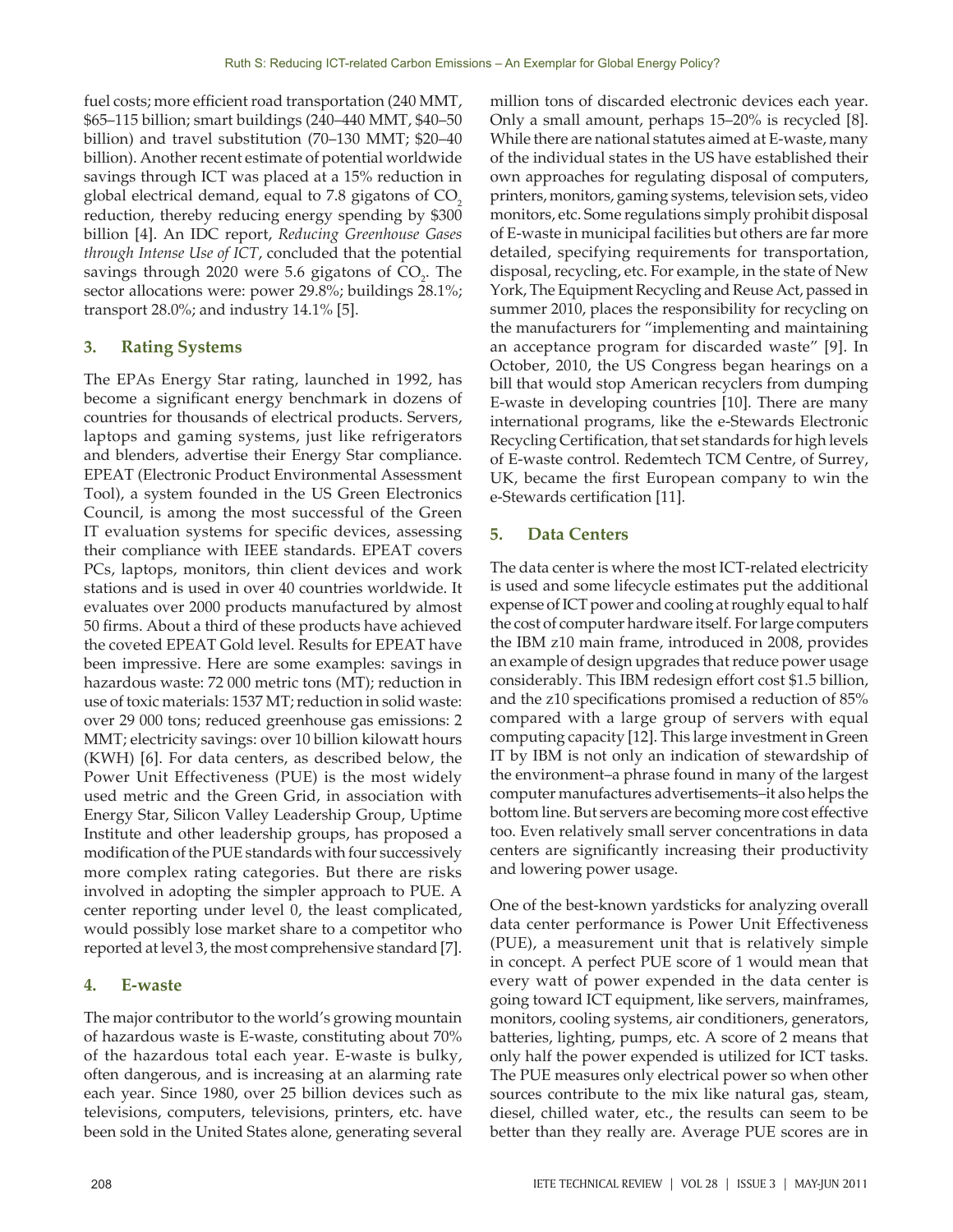fuel costs; more efficient road transportation (240 MMT, \$65–115 billion; smart buildings (240–440 MMT, \$40–50 billion) and travel substitution (70–130 MMT; \$20–40 billion). Another recent estimate of potential worldwide savings through ICT was placed at a 15% reduction in global electrical demand, equal to 7.8 gigatons of $CO_2$ reduction, thereby reducing energy spending by \$300 billion [4]. An IDC report, *Reducing Greenhouse Gases through Intense Use of ICT*, concluded that the potential savings through 2020 were 5.6 gigatons of $CO_2$. The sector allocations were: power 29.8%; buildings 28.1%; transport 28.0%; and industry 14.1% [5].

## 3. Rating Systems

The EPAs Energy Star rating, launched in 1992, has become a significant energy benchmark in dozens of countries for thousands of electrical products. Servers, laptops and gaming systems, just like refrigerators and blenders, advertise their Energy Star compliance. EPEAT (Electronic Product Environmental Assessment Tool), a system founded in the US Green Electronics Council, is among the most successful of the Green IT evaluation systems for specific devices, assessing their compliance with IEEE standards. EPEAT covers PCs, laptops, monitors, thin client devices and work stations and is used in over 40 countries worldwide. It evaluates over 2000 products manufactured by almost 50 firms. About a third of these products have achieved the coveted EPEAT Gold level. Results for EPEAT have been impressive. Here are some examples: savings in hazardous waste: 72 000 metric tons (MT); reduction in use of toxic materials: 1537 MT; reduction in solid waste: over 29 000 tons; reduced greenhouse gas emissions: 2 MMT; electricity savings: over 10 billion kilowatt hours (KWH) [6]. For data centers, as described below, the Power Unit Effectiveness (PUE) is the most widely used metric and the Green Grid, in association with Energy Star, Silicon Valley Leadership Group, Uptime Institute and other leadership groups, has proposed a modification of the PUE standards with four successively more complex rating categories. But there are risks involved in adopting the simpler approach to PUE. A center reporting under level 0, the least complicated, would possibly lose market share to a competitor who reported at level 3, the most comprehensive standard [7].

## 4. E-waste

The major contributor to the world's growing mountain of hazardous waste is E-waste, constituting about 70% of the hazardous total each year. E-waste is bulky, often dangerous, and is increasing at an alarming rate each year. Since 1980, over 25 billion devices such as televisions, computers, televisions, printers, etc. have been sold in the United States alone, generating several million tons of discarded electronic devices each year. Only a small amount, perhaps 15–20% is recycled [8]. While there are national statutes aimed at E-waste, many of the individual states in the US have established their own approaches for regulating disposal of computers, printers, monitors, gaming systems, television sets, video monitors, etc. Some regulations simply prohibit disposal of E-waste in municipal facilities but others are far more detailed, specifying requirements for transportation, disposal, recycling, etc. For example, in the state of New York, The Equipment Recycling and Reuse Act, passed in summer 2010, places the responsibility for recycling on the manufacturers for "implementing and maintaining an acceptance program for discarded waste" [9]. In October, 2010, the US Congress began hearings on a bill that would stop American recyclers from dumping E-waste in developing countries [10]. There are many international programs, like the e-Stewards Electronic Recycling Certification, that set standards for high levels of E-waste control. Redemtech TCM Centre, of Surrey, UK, became the first European company to win the e-Stewards certification [11].

## 5. Data Centers

The data center is where the most ICT-related electricity is used and some lifecycle estimates put the additional expense of ICT power and cooling at roughly equal to half the cost of computer hardware itself. For large computers the IBM z10 main frame, introduced in 2008, provides an example of design upgrades that reduce power usage considerably. This IBM redesign effort cost \$1.5 billion, and the z10 specifications promised a reduction of 85% compared with a large group of servers with equal computing capacity [12]. This large investment in Green IT by IBM is not only an indication of stewardship of the environment–a phrase found in many of the largest computer manufactures advertisements–it also helps the bottom line. But servers are becoming more cost effective too. Even relatively small server concentrations in data centers are significantly increasing their productivity and lowering power usage.

One of the best-known yardsticks for analyzing overall data center performance is Power Unit Effectiveness (PUE), a measurement unit that is relatively simple in concept. A perfect PUE score of 1 would mean that every watt of power expended in the data center is going toward ICT equipment, like servers, mainframes, monitors, cooling systems, air conditioners, generators, batteries, lighting, pumps, etc. A score of 2 means that only half the power expended is utilized for ICT tasks. The PUE measures only electrical power so when other sources contribute to the mix like natural gas, steam, diesel, chilled water, etc., the results can seem to be better than they really are. Average PUE scores are in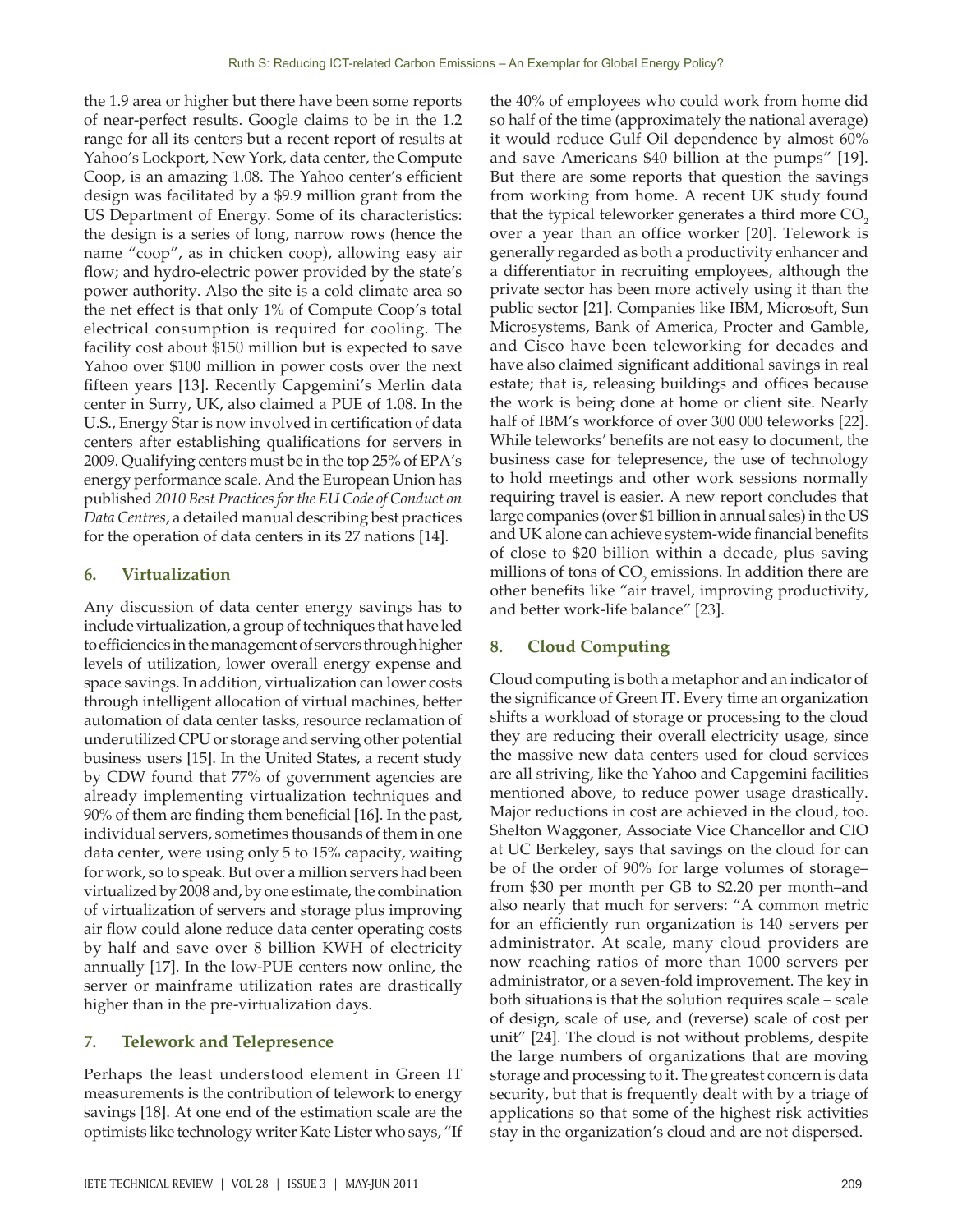the 1.9 area or higher but there have been some reports of near-perfect results. Google claims to be in the 1.2 range for all its centers but a recent report of results at Yahoo's Lockport, New York, data center, the Compute Coop, is an amazing 1.08. The Yahoo center's efficient design was facilitated by a $9.9 million grant from the US Department of Energy. Some of its characteristics: the design is a series of long, narrow rows (hence the name "coop", as in chicken coop), allowing easy air flow; and hydro-electric power provided by the state's power authority. Also the site is a cold climate area so the net effect is that only 1% of Compute Coop's total electrical consumption is required for cooling. The facility cost about $150 million but is expected to save Yahoo over $100 million in power costs over the next fifteen years [13]. Recently Capgemini's Merlin data center in Surry, UK, also claimed a PUE of 1.08. In the U.S., Energy Star is now involved in certification of data centers after establishing qualifications for servers in 2009. Qualifying centers must be in the top 25% of EPA's energy performance scale. And the European Union has published *2010 Best Practices for the EU Code of Conduct on Data Centres*, a detailed manual describing best practices for the operation of data centers in its 27 nations [14].

## 6. Virtualization

Any discussion of data center energy savings has to include virtualization, a group of techniques that have led to efficiencies in the management of servers through higher levels of utilization, lower overall energy expense and space savings. In addition, virtualization can lower costs through intelligent allocation of virtual machines, better automation of data center tasks, resource reclamation of underutilized CPU or storage and serving other potential business users [15]. In the United States, a recent study by CDW found that 77% of government agencies are already implementing virtualization techniques and 90% of them are finding them beneficial [16]. In the past, individual servers, sometimes thousands of them in one data center, were using only 5 to 15% capacity, waiting for work, so to speak. But over a million servers had been virtualized by 2008 and, by one estimate, the combination of virtualization of servers and storage plus improving air flow could alone reduce data center operating costs by half and save over 8 billion KWH of electricity annually [17]. In the low-PUE centers now online, the server or mainframe utilization rates are drastically higher than in the pre-virtualization days.

## 7. Telework and Telepresence

Perhaps the least understood element in Green IT measurements is the contribution of telework to energy savings [18]. At one end of the estimation scale are the optimists like technology writer Kate Lister who says, "If the 40% of employees who could work from home did so half of the time (approximately the national average) it would reduce Gulf Oil dependence by almost 60% and save Americans $40 billion at the pumps" [19]. But there are some reports that question the savings from working from home. A recent UK study found that the typical teleworker generates a third more $CO_2$ over a year than an office worker [20]. Telework is generally regarded as both a productivity enhancer and a differentiator in recruiting employees, although the private sector has been more actively using it than the public sector [21]. Companies like IBM, Microsoft, Sun Microsystems, Bank of America, Procter and Gamble, and Cisco have been teleworking for decades and have also claimed significant additional savings in real estate; that is, releasing buildings and offices because the work is being done at home or client site. Nearly half of IBM's workforce of over 300 000 teleworks [22]. While teleworks' benefits are not easy to document, the business case for telepresence, the use of technology to hold meetings and other work sessions normally requiring travel is easier. A new report concludes that large companies (over $1 billion in annual sales) in the US and UK alone can achieve system-wide financial benefits of close to $20 billion within a decade, plus saving millions of tons of $CO_2$ emissions. In addition there are other benefits like "air travel, improving productivity, and better work-life balance" [23].

## 8. Cloud Computing

Cloud computing is both a metaphor and an indicator of the significance of Green IT. Every time an organization shifts a workload of storage or processing to the cloud they are reducing their overall electricity usage, since the massive new data centers used for cloud services are all striving, like the Yahoo and Capgemini facilities mentioned above, to reduce power usage drastically. Major reductions in cost are achieved in the cloud, too. Shelton Waggoner, Associate Vice Chancellor and CIO at UC Berkeley, says that savings on the cloud for can be of the order of 90% for large volumes of storage– from $30 per month per GB to $2.20 per month–and also nearly that much for servers: "A common metric for an efficiently run organization is 140 servers per administrator. At scale, many cloud providers are now reaching ratios of more than 1000 servers per administrator, or a seven-fold improvement. The key in both situations is that the solution requires scale – scale of design, scale of use, and (reverse) scale of cost per unit" [24]. The cloud is not without problems, despite the large numbers of organizations that are moving storage and processing to it. The greatest concern is data security, but that is frequently dealt with by a triage of applications so that some of the highest risk activities stay in the organization's cloud and are not dispersed.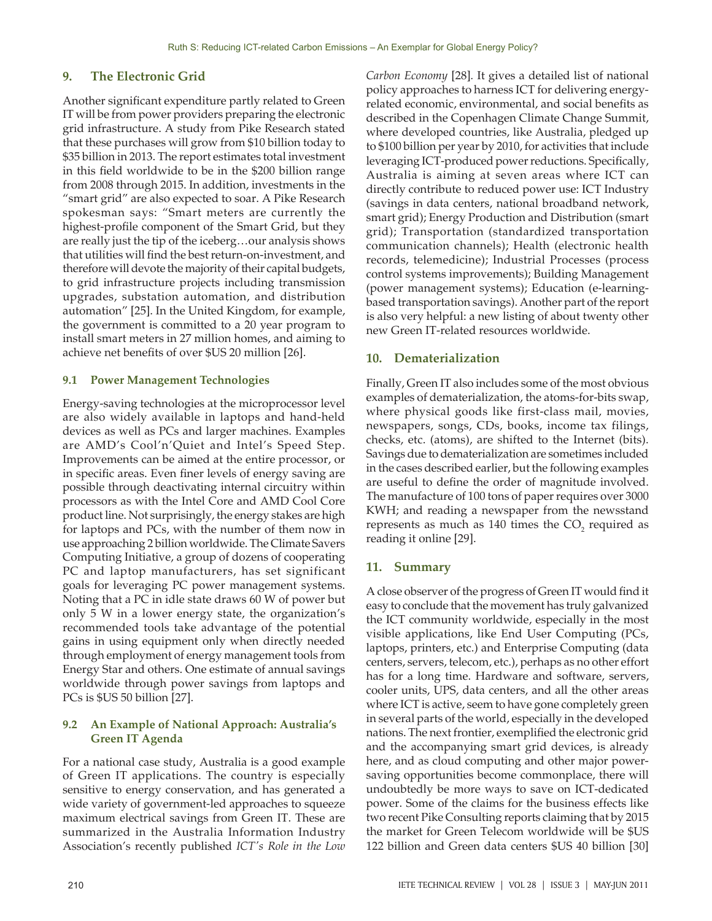## 9. The Electronic Grid

Another significant expenditure partly related to Green IT will be from power providers preparing the electronic grid infrastructure. A study from Pike Research stated that these purchases will grow from $10 billion today to $35 billion in 2013. The report estimates total investment in this field worldwide to be in the $200 billion range from 2008 through 2015. In addition, investments in the "smart grid" are also expected to soar. A Pike Research spokesman says: "Smart meters are currently the highest-profile component of the Smart Grid, but they are really just the tip of the iceberg…our analysis shows that utilities will find the best return-on-investment, and therefore will devote the majority of their capital budgets, to grid infrastructure projects including transmission upgrades, substation automation, and distribution automation" [25]. In the United Kingdom, for example, the government is committed to a 20 year program to install smart meters in 27 million homes, and aiming to achieve net benefits of over $US 20 million [26].

### 9.1 Power Management Technologies

Energy-saving technologies at the microprocessor level are also widely available in laptops and hand-held devices as well as PCs and larger machines. Examples are AMD's Cool'n'Quiet and Intel's Speed Step. Improvements can be aimed at the entire processor, or in specific areas. Even finer levels of energy saving are possible through deactivating internal circuitry within processors as with the Intel Core and AMD Cool Core product line. Not surprisingly, the energy stakes are high for laptops and PCs, with the number of them now in use approaching 2 billion worldwide. The Climate Savers Computing Initiative, a group of dozens of cooperating PC and laptop manufacturers, has set significant goals for leveraging PC power management systems. Noting that a PC in idle state draws 60 W of power but only 5 W in a lower energy state, the organization's recommended tools take advantage of the potential gains in using equipment only when directly needed through employment of energy management tools from Energy Star and others. One estimate of annual savings worldwide through power savings from laptops and PCs is $US 50 billion [27].

### 9.2 An Example of National Approach: Australia's Green IT Agenda

For a national case study, Australia is a good example of Green IT applications. The country is especially sensitive to energy conservation, and has generated a wide variety of government-led approaches to squeeze maximum electrical savings from Green IT. These are summarized in the Australia Information Industry Association's recently published *ICT's Role in the Low Carbon Economy* [28]. It gives a detailed list of national policy approaches to harness ICT for delivering energy-related economic, environmental, and social benefits as described in the Copenhagen Climate Change Summit, where developed countries, like Australia, pledged up to $100 billion per year by 2010, for activities that include leveraging ICT-produced power reductions. Specifically, Australia is aiming at seven areas where ICT can directly contribute to reduced power use: ICT Industry (savings in data centers, national broadband network, smart grid); Energy Production and Distribution (smart grid); Transportation (standardized transportation communication channels); Health (electronic health records, telemedicine); Industrial Processes (process control systems improvements); Building Management (power management systems); Education (e-learning-based transportation savings). Another part of the report is also very helpful: a new listing of about twenty other new Green IT-related resources worldwide.

## 10. Dematerialization

Finally, Green IT also includes some of the most obvious examples of dematerialization, the atoms-for-bits swap, where physical goods like first-class mail, movies, newspapers, songs, CDs, books, income tax filings, checks, etc. (atoms), are shifted to the Internet (bits). Savings due to dematerialization are sometimes included in the cases described earlier, but the following examples are useful to define the order of magnitude involved. The manufacture of 100 tons of paper requires over 3000 KWH; and reading a newspaper from the newsstand represents as much as 140 times the $CO_2$ required as reading it online [29].

## 11. Summary

A close observer of the progress of Green IT would find it easy to conclude that the movement has truly galvanized the ICT community worldwide, especially in the most visible applications, like End User Computing (PCs, laptops, printers, etc.) and Enterprise Computing (data centers, servers, telecom, etc.), perhaps as no other effort has for a long time. Hardware and software, servers, cooler units, UPS, data centers, and all the other areas where ICT is active, seem to have gone completely green in several parts of the world, especially in the developed nations. The next frontier, exemplified the electronic grid and the accompanying smart grid devices, is already here, and as cloud computing and other major power-saving opportunities become commonplace, there will undoubtedly be more ways to save on ICT-dedicated power. Some of the claims for the business effects like two recent Pike Consulting reports claiming that by 2015 the market for Green Telecom worldwide will be $US 122 billion and Green data centers $US 40 billion [30]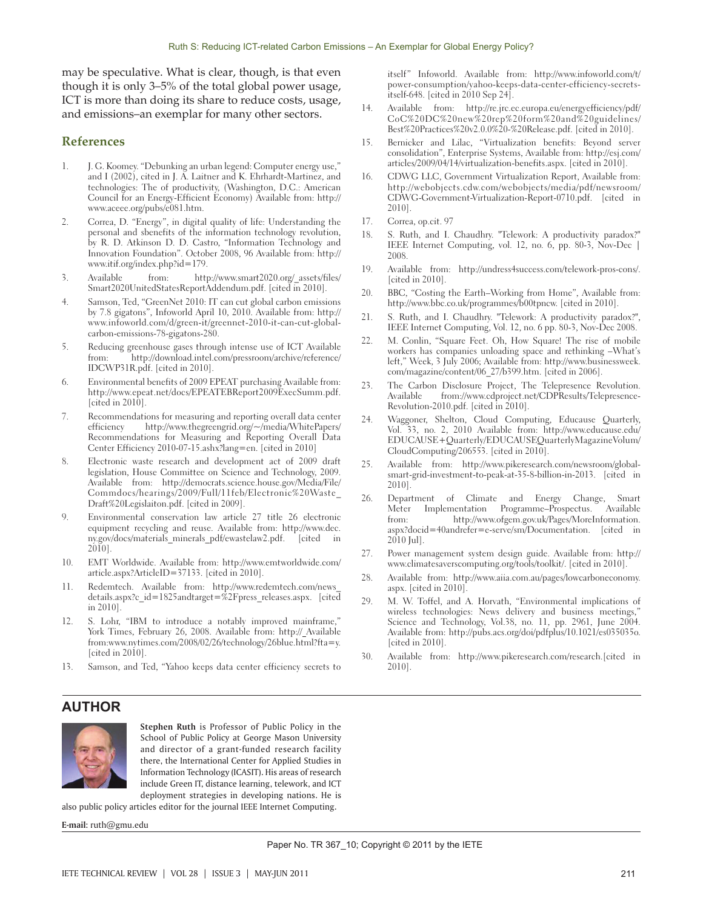may be speculative. What is clear, though, is that even though it is only 3–5% of the total global power usage, ICT is more than doing its share to reduce costs, usage, and emissions–an exemplar for many other sectors.

## References

1. J. G. Koomey. "Debunking an urban legend: Computer energy use," and I (2002), cited in J. A. Laitner and K. Ehrhardt-Martinez, and technologies: The of productivity, (Washington, D.C.: American Council for an Energy-Efficient Economy) Available from: http://www.aceee.org/pubs/e081.htm.
2. Correa, D. "Energy", in digital quality of life: Understanding the personal and sbenefits of the information technology revolution, by R. D. Atkinson D. D. Castro, "Information Technology and Innovation Foundation". October 2008, 96 Available from: http://www.itif.org/index.php?id=179.
3. Available from: http://www.smart2020.org/_assets/files/Smart2020UnitedStatesReportAddendum.pdf. [cited in 2010].
4. Samson, Ted, "GreenNet 2010: IT can cut global carbon emissions by 7.8 gigatons", Infoworld April 10, 2010. Available from: http://www.infoworld.com/d/green-it/greennet-2010-it-can-cut-global-carbon-emissions-78-gigatons-280.
5. Reducing greenhouse gases through intense use of ICT Available from: http://download.intel.com/pressroom/archive/reference/IDCWP31R.pdf. [cited in 2010].
6. Environmental benefits of 2009 EPEAT purchasing Available from: http://www.epeat.net/docs/EPEATEBReport2009ExecSumm.pdf. [cited in 2010].
7. Recommendations for measuring and reporting overall data center efficiency http://www.thegreengrid.org/~/media/WhitePapers/Recommendations for Measuring and Reporting Overall Data Center Efficiency 2010-07-15.ashx?lang=en. [cited in 2010]
8. Electronic waste research and development act of 2009 draft legislation, House Committee on Science and Technology, 2009. Available from: http://democrats.science.house.gov/Media/File/Commdocs/hearings/2009/Full/11feb/Electronic%20Waste_Draft%20Legislaiton.pdf. [cited in 2009].
9. Environmental conservation law article 27 title 26 electronic equipment recycling and reuse. Available from: http://www.dec.ny.gov/docs/materials_minerals_pdf/ewastelaw2.pdf. [cited in 2010].
10. EMT Worldwide. Available from: http://www.emtworldwide.com/article.aspx?ArticleID=37133. [cited in 2010].
11. Redemtech. Available from: http://www.redemtech.com/news_details.aspx?c_id=1825andtarget=%2Fpress_releases.aspx. [cited in 2010].
12. S. Lohr, "IBM to introduce a notably improved mainframe," York Times, February 26, 2008. Available from: http://_Available from:www.nytimes.com/2008/02/26/technology/26blue.html?fta=y. [cited in 2010].
13. Samson, and Ted, "Yahoo keeps data center efficiency secrets to itself" Infoworld. Available from: http://www.infoworld.com/t/power-consumption/yahoo-keeps-data-center-efficiency-secrets-itself-648. [cited in 2010 Sep 24].
14. Available from: http://re.jrc.ec.europa.eu/energyefficiency/pdf/CoC%20DC%20new%20rep%20form%20and%20guidelines/Best%20Practices%20v2.0.0%20-%20Release.pdf. [cited in 2010].
15. Bernicker and Lilac, "Virtualization benefits: Beyond server consolidation", Enterprise Systems, Available from: http://esj.com/articles/2009/04/14/virtualization-benefits.aspx. [cited in 2010].
16. CDWG LLC, Government Virtualization Report, Available from: http://webobjects.cdw.com/webobjects/media/pdf/newsroom/CDWG-Government-Virtualization-Report-0710.pdf. [cited in 2010].
17. Correa, op.cit. 97
18. S. Ruth, and I. Chaudhry. "Telework: A productivity paradox?" IEEE Internet Computing, vol. 12, no. 6, pp. 80-3, Nov-Dec | 2008.
19. Available from: http://undress4success.com/telework-pros-cons/. [cited in 2010].
20. BBC, "Costing the Earth–Working from Home", Available from: http://www.bbc.co.uk/programmes/b00tpncw. [cited in 2010].
21. S. Ruth, and I. Chaudhry. "Telework: A productivity paradox?", IEEE Internet Computing, Vol. 12, no. 6 pp. 80-3, Nov-Dec 2008.
22. M. Conlin, "Square Feet. Oh, How Square! The rise of mobile workers has companies unloading space and rethinking –What's left," Week, 3 July 2006; Available from: http://www.businessweek.com/magazine/content/06_27/b399.htm. [cited in 2006].
23. The Carbon Disclosure Project, The Telepresence Revolution. Available from://www.cdproject.net/CDPResults/Telepresence-Revolution-2010.pdf. [cited in 2010].
24. Waggoner, Shelton, Cloud Computing, Educause Quarterly, Vol. 33, no. 2, 2010 Available from: http://www.educause.edu/EDUCAUSE+Quarterly/EDUCAUSEQuarterlyMagazineVolum/CloudComputing/206553. [cited in 2010].
25. Available from: http://www.pikeresearch.com/newsroom/global-smart-grid-investment-to-peak-at-35-8-billion-in-2013. [cited in 2010].
26. Department of Climate and Energy Change, Smart Meter Implementation Programme–Prospectus. Available from: http://www.ofgem.gov.uk/Pages/MoreInformation.aspx?docid=40andrefer=e-serve/sm/Documentation. [cited in 2010 Jul].
27. Power management system design guide. Available from: http://www.climatesaverscomputing.org/tools/toolkit/. [cited in 2010].
28. Available from: http://www.aiia.com.au/pages/lowcarboneconomy.aspx. [cited in 2010].
29. M. W. Toffel, and A. Horvath, "Environmental implications of wireless technologies: News delivery and business meetings," Science and Technology, Vol.38, no. 11, pp. 2961, June 2004. Available from: http://pubs.acs.org/doi/pdfplus/10.1021/es035035o. [cited in 2010].
30. Available from: http://www.pikeresearch.com/research.[cited in 2010].

## AUTHOR

**Stephen Ruth** is Professor of Public Policy in the School of Public Policy at George Mason University and director of a grant-funded research facility there, the International Center for Applied Studies in Information Technology (ICASIT). His areas of research include Green IT, distance learning, telework, and ICT deployment strategies in developing nations. He is also public policy articles editor for the journal IEEE Internet Computing.

**E-mail:** ruth@gmu.edu

Paper No. TR 367_10; Copyright © 2011 by the IETE